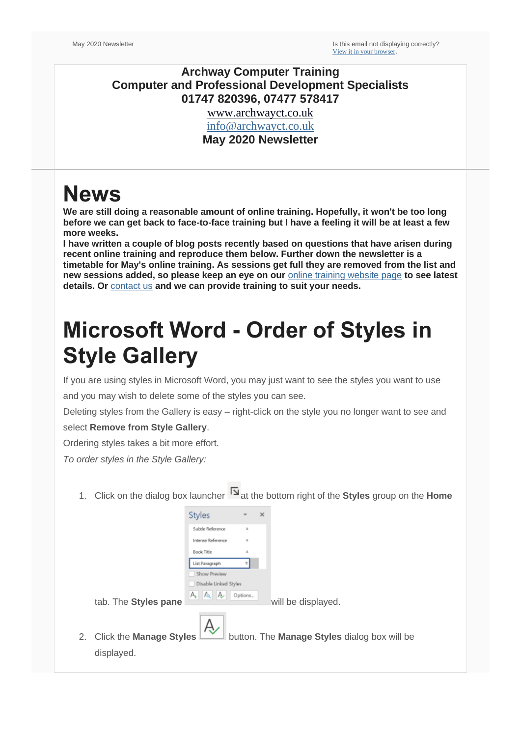May 2020 Newsletter

Is this email not displaying correctly?
View it in your browser.

**Archway Computer Training**
**Computer and Professional Development Specialists**
**01747 820396, 07477 578417**
www.archwayct.co.uk
info@archwayct.co.uk
**May 2020 Newsletter**

# News

**We are still doing a reasonable amount of online training. Hopefully, it won't be too long before we can get back to face-to-face training but I have a feeling it will be at least a few more weeks.**
**I have written a couple of blog posts recently based on questions that have arisen during recent online training and reproduce them below. Further down the newsletter is a timetable for May's online training. As sessions get full they are removed from the list and new sessions added, so please keep an eye on our online training website page to see latest details. Or contact us and we can provide training to suit your needs.**

# Microsoft Word - Order of Styles in Style Gallery

If you are using styles in Microsoft Word, you may just want to see the styles you want to use and you may wish to delete some of the styles you can see.

Deleting styles from the Gallery is easy – right-click on the style you no longer want to see and select **Remove from Style Gallery**.

Ordering styles takes a bit more effort.

*To order styles in the Style Gallery:*

1. Click on the dialog box launcher at the bottom right of the **Styles** group on the **Home** tab. The **Styles pane** will be displayed.
2. Click the **Manage Styles** button. The **Manage Styles** dialog box will be displayed.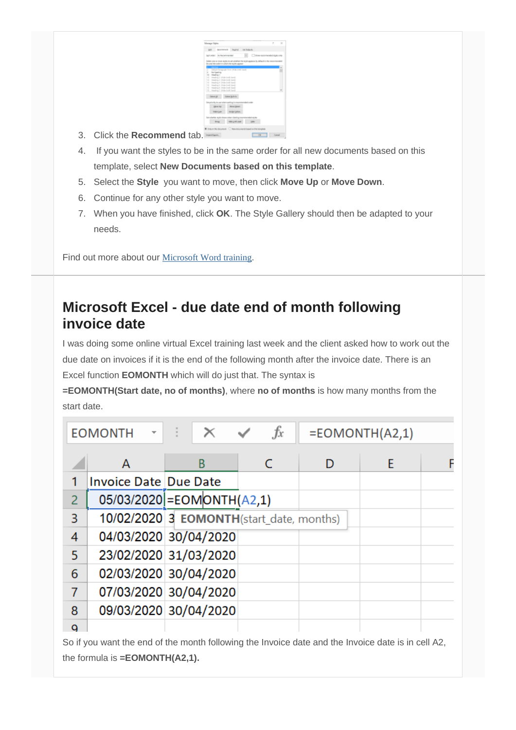3. Click the **Recommend** tab.
4. If you want the styles to be in the same order for all new documents based on this template, select **New Documents based on this template**.
5. Select the **Style** you want to move, then click **Move Up** or **Move Down**.
6. Continue for any other style you want to move.
7. When you have finished, click **OK**. The Style Gallery should then be adapted to your needs.

Find out more about our [Microsoft Word training](#).

## Microsoft Excel - due date end of month following invoice date

I was doing some online virtual Excel training last week and the client asked how to work out the due date on invoices if it is the end of the following month after the invoice date. There is an Excel function **EOMONTH** which will do just that. The syntax is **=EOMONTH(Start date, no of months)**, where **no of months** is how many months from the start date.

| | A | B |
|---|---|---|
| 1 | Invoice Date | Due Date |
| 2 | 05/03/2020 | =EOMONTH(A2,1) |
| 3 | 10/02/2020 | 3 |
| 4 | 04/03/2020 | 30/04/2020 |
| 5 | 23/02/2020 | 31/03/2020 |
| 6 | 02/03/2020 | 30/04/2020 |
| 7 | 07/03/2020 | 30/04/2020 |
| 8 | 09/03/2020 | 30/04/2020 |

So if you want the end of the month following the Invoice date and the Invoice date is in cell A2, the formula is **=EOMONTH(A2,1).**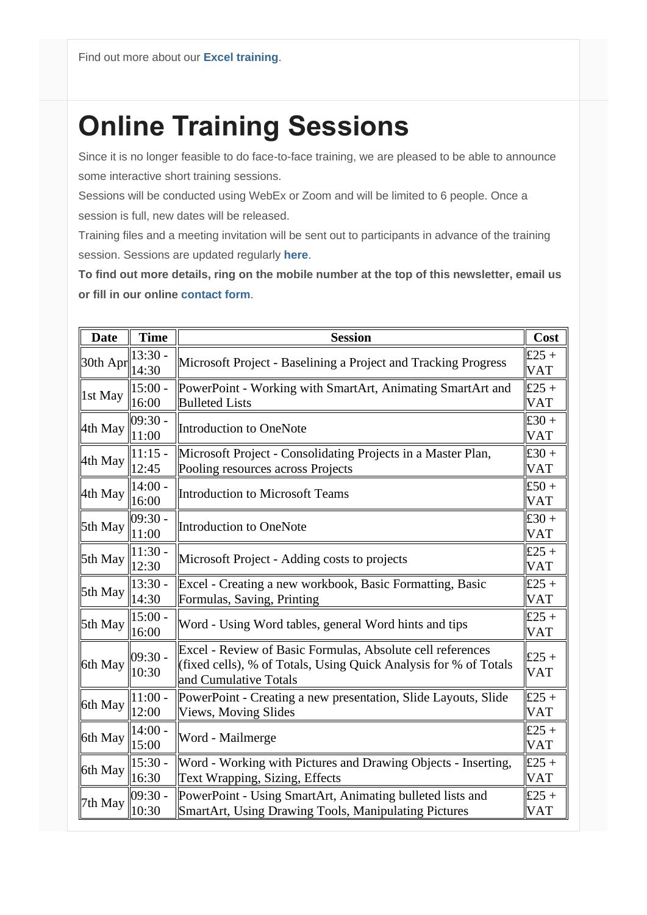Find out more about our **Excel training**.

# Online Training Sessions

Since it is no longer feasible to do face-to-face training, we are pleased to be able to announce some interactive short training sessions.

Sessions will be conducted using WebEx or Zoom and will be limited to 6 people. Once a session is full, new dates will be released.

Training files and a meeting invitation will be sent out to participants in advance of the training session. Sessions are updated regularly **here**.

**To find out more details, ring on the mobile number at the top of this newsletter, email us or fill in our online contact form.**

| Date | Time | Session | Cost |
|---|---|---|---|
| 30th Apr | 13:30 - 14:30 | Microsoft Project - Baselining a Project and Tracking Progress | £25 + VAT |
| 1st May | 15:00 - 16:00 | PowerPoint - Working with SmartArt, Animating SmartArt and Bulleted Lists | £25 + VAT |
| 4th May | 09:30 - 11:00 | Introduction to OneNote | £30 + VAT |
| 4th May | 11:15 - 12:45 | Microsoft Project - Consolidating Projects in a Master Plan, Pooling resources across Projects | £30 + VAT |
| 4th May | 14:00 - 16:00 | Introduction to Microsoft Teams | £50 + VAT |
| 5th May | 09:30 - 11:00 | Introduction to OneNote | £30 + VAT |
| 5th May | 11:30 - 12:30 | Microsoft Project - Adding costs to projects | £25 + VAT |
| 5th May | 13:30 - 14:30 | Excel - Creating a new workbook, Basic Formatting, Basic Formulas, Saving, Printing | £25 + VAT |
| 5th May | 15:00 - 16:00 | Word - Using Word tables, general Word hints and tips | £25 + VAT |
| 6th May | 09:30 - 10:30 | Excel - Review of Basic Formulas, Absolute cell references (fixed cells), % of Totals, Using Quick Analysis for % of Totals and Cumulative Totals | £25 + VAT |
| 6th May | 11:00 - 12:00 | PowerPoint - Creating a new presentation, Slide Layouts, Slide Views, Moving Slides | £25 + VAT |
| 6th May | 14:00 - 15:00 | Word - Mailmerge | £25 + VAT |
| 6th May | 15:30 - 16:30 | Word - Working with Pictures and Drawing Objects - Inserting, Text Wrapping, Sizing, Effects | £25 + VAT |
| 7th May | 09:30 - 10:30 | PowerPoint - Using SmartArt, Animating bulleted lists and SmartArt, Using Drawing Tools, Manipulating Pictures | £25 + VAT |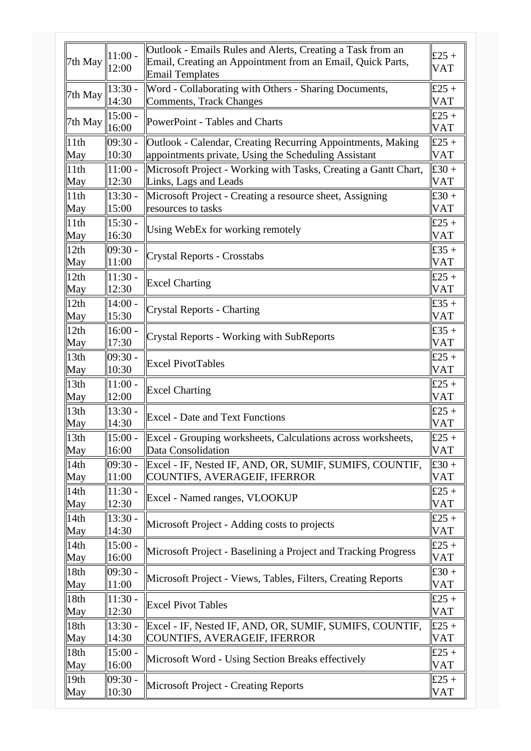| | | | |
|---|---|---|---|
| 7th May | 11:00 - 12:00 | Outlook - Emails Rules and Alerts, Creating a Task from an Email, Creating an Appointment from an Email, Quick Parts, Email Templates | £25 + VAT |
| 7th May | 13:30 - 14:30 | Word - Collaborating with Others - Sharing Documents, Comments, Track Changes | £25 + VAT |
| 7th May | 15:00 - 16:00 | PowerPoint - Tables and Charts | £25 + VAT |
| 11th May | 09:30 - 10:30 | Outlook - Calendar, Creating Recurring Appointments, Making appointments private, Using the Scheduling Assistant | £25 + VAT |
| 11th May | 11:00 - 12:30 | Microsoft Project - Working with Tasks, Creating a Gantt Chart, Links, Lags and Leads | £30 + VAT |
| 11th May | 13:30 - 15:00 | Microsoft Project - Creating a resource sheet, Assigning resources to tasks | £30 + VAT |
| 11th May | 15:30 - 16:30 | Using WebEx for working remotely | £25 + VAT |
| 12th May | 09:30 - 11:00 | Crystal Reports - Crosstabs | £35 + VAT |
| 12th May | 11:30 - 12:30 | Excel Charting | £25 + VAT |
| 12th May | 14:00 - 15:30 | Crystal Reports - Charting | £35 + VAT |
| 12th May | 16:00 - 17:30 | Crystal Reports - Working with SubReports | £35 + VAT |
| 13th May | 09:30 - 10:30 | Excel PivotTables | £25 + VAT |
| 13th May | 11:00 - 12:00 | Excel Charting | £25 + VAT |
| 13th May | 13:30 - 14:30 | Excel - Date and Text Functions | £25 + VAT |
| 13th May | 15:00 - 16:00 | Excel - Grouping worksheets, Calculations across worksheets, Data Consolidation | £25 + VAT |
| 14th May | 09:30 - 11:00 | Excel - IF, Nested IF, AND, OR, SUMIF, SUMIFS, COUNTIF, COUNTIFS, AVERAGEIF, IFERROR | £30 + VAT |
| 14th May | 11:30 - 12:30 | Excel - Named ranges, VLOOKUP | £25 + VAT |
| 14th May | 13:30 - 14:30 | Microsoft Project - Adding costs to projects | £25 + VAT |
| 14th May | 15:00 - 16:00 | Microsoft Project - Baselining a Project and Tracking Progress | £25 + VAT |
| 18th May | 09:30 - 11:00 | Microsoft Project - Views, Tables, Filters, Creating Reports | £30 + VAT |
| 18th May | 11:30 - 12:30 | Excel Pivot Tables | £25 + VAT |
| 18th May | 13:30 - 14:30 | Excel - IF, Nested IF, AND, OR, SUMIF, SUMIFS, COUNTIF, COUNTIFS, AVERAGEIF, IFERROR | £25 + VAT |
| 18th May | 15:00 - 16:00 | Microsoft Word - Using Section Breaks effectively | £25 + VAT |
| 19th May | 09:30 - 10:30 | Microsoft Project - Creating Reports | £25 + VAT |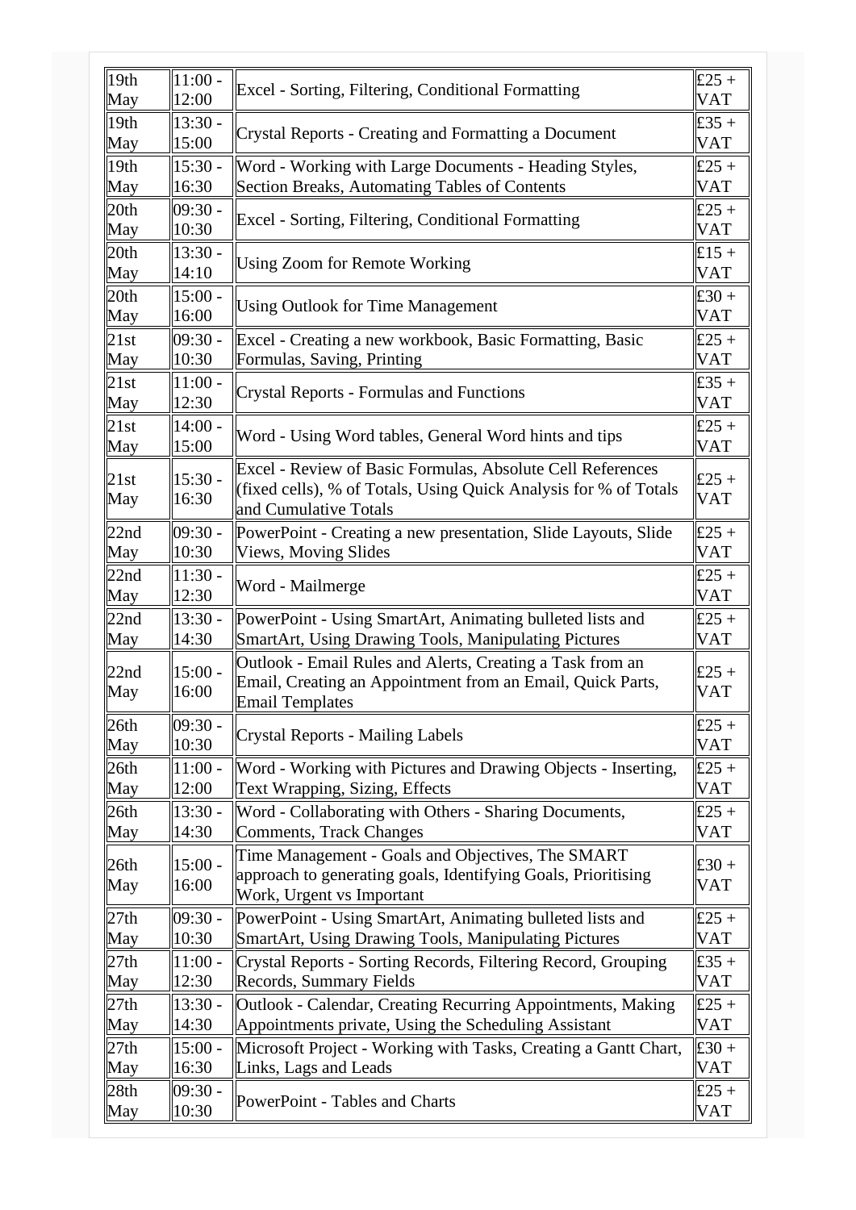| | | | |
|---|---|---|---|
| 19th May | 11:00 - 12:00 | Excel - Sorting, Filtering, Conditional Formatting | £25 + VAT |
| 19th May | 13:30 - 15:00 | Crystal Reports - Creating and Formatting a Document | £35 + VAT |
| 19th May | 15:30 - 16:30 | Word - Working with Large Documents - Heading Styles, Section Breaks, Automating Tables of Contents | £25 + VAT |
| 20th May | 09:30 - 10:30 | Excel - Sorting, Filtering, Conditional Formatting | £25 + VAT |
| 20th May | 13:30 - 14:10 | Using Zoom for Remote Working | £15 + VAT |
| 20th May | 15:00 - 16:00 | Using Outlook for Time Management | £30 + VAT |
| 21st May | 09:30 - 10:30 | Excel - Creating a new workbook, Basic Formatting, Basic Formulas, Saving, Printing | £25 + VAT |
| 21st May | 11:00 - 12:30 | Crystal Reports - Formulas and Functions | £35 + VAT |
| 21st May | 14:00 - 15:00 | Word - Using Word tables, General Word hints and tips | £25 + VAT |
| 21st May | 15:30 - 16:30 | Excel - Review of Basic Formulas, Absolute Cell References (fixed cells), % of Totals, Using Quick Analysis for % of Totals and Cumulative Totals | £25 + VAT |
| 22nd May | 09:30 - 10:30 | PowerPoint - Creating a new presentation, Slide Layouts, Slide Views, Moving Slides | £25 + VAT |
| 22nd May | 11:30 - 12:30 | Word - Mailmerge | £25 + VAT |
| 22nd May | 13:30 - 14:30 | PowerPoint - Using SmartArt, Animating bulleted lists and SmartArt, Using Drawing Tools, Manipulating Pictures | £25 + VAT |
| 22nd May | 15:00 - 16:00 | Outlook - Email Rules and Alerts, Creating a Task from an Email, Creating an Appointment from an Email, Quick Parts, Email Templates | £25 + VAT |
| 26th May | 09:30 - 10:30 | Crystal Reports - Mailing Labels | £25 + VAT |
| 26th May | 11:00 - 12:00 | Word - Working with Pictures and Drawing Objects - Inserting, Text Wrapping, Sizing, Effects | £25 + VAT |
| 26th May | 13:30 - 14:30 | Word - Collaborating with Others - Sharing Documents, Comments, Track Changes | £25 + VAT |
| 26th May | 15:00 - 16:00 | Time Management - Goals and Objectives, The SMART approach to generating goals, Identifying Goals, Prioritising Work, Urgent vs Important | £30 + VAT |
| 27th May | 09:30 - 10:30 | PowerPoint - Using SmartArt, Animating bulleted lists and SmartArt, Using Drawing Tools, Manipulating Pictures | £25 + VAT |
| 27th May | 11:00 - 12:30 | Crystal Reports - Sorting Records, Filtering Record, Grouping Records, Summary Fields | £35 + VAT |
| 27th May | 13:30 - 14:30 | Outlook - Calendar, Creating Recurring Appointments, Making Appointments private, Using the Scheduling Assistant | £25 + VAT |
| 27th May | 15:00 - 16:30 | Microsoft Project - Working with Tasks, Creating a Gantt Chart, Links, Lags and Leads | £30 + VAT |
| 28th May | 09:30 - 10:30 | PowerPoint - Tables and Charts | £25 + VAT |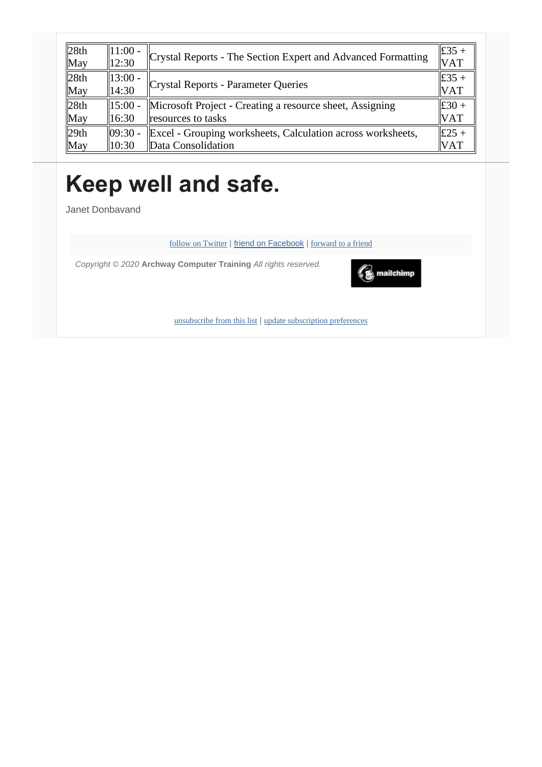| | | | |
|---|---|---|---|
| 28th May | 11:00 - 12:30 | Crystal Reports - The Section Expert and Advanced Formatting | £35 + VAT |
| 28th May | 13:00 - 14:30 | Crystal Reports - Parameter Queries | £35 + VAT |
| 28th May | 15:00 - 16:30 | Microsoft Project - Creating a resource sheet, Assigning resources to tasks | £30 + VAT |
| 29th May | 09:30 - 10:30 | Excel - Grouping worksheets, Calculation across worksheets, Data Consolidation | £25 + VAT |

# Keep well and safe.

Janet Donbavand

follow on Twitter | friend on Facebook | forward to a friend

*Copyright © 2020* **Archway Computer Training** *All rights reserved.*

unsubscribe from this list | update subscription preferences